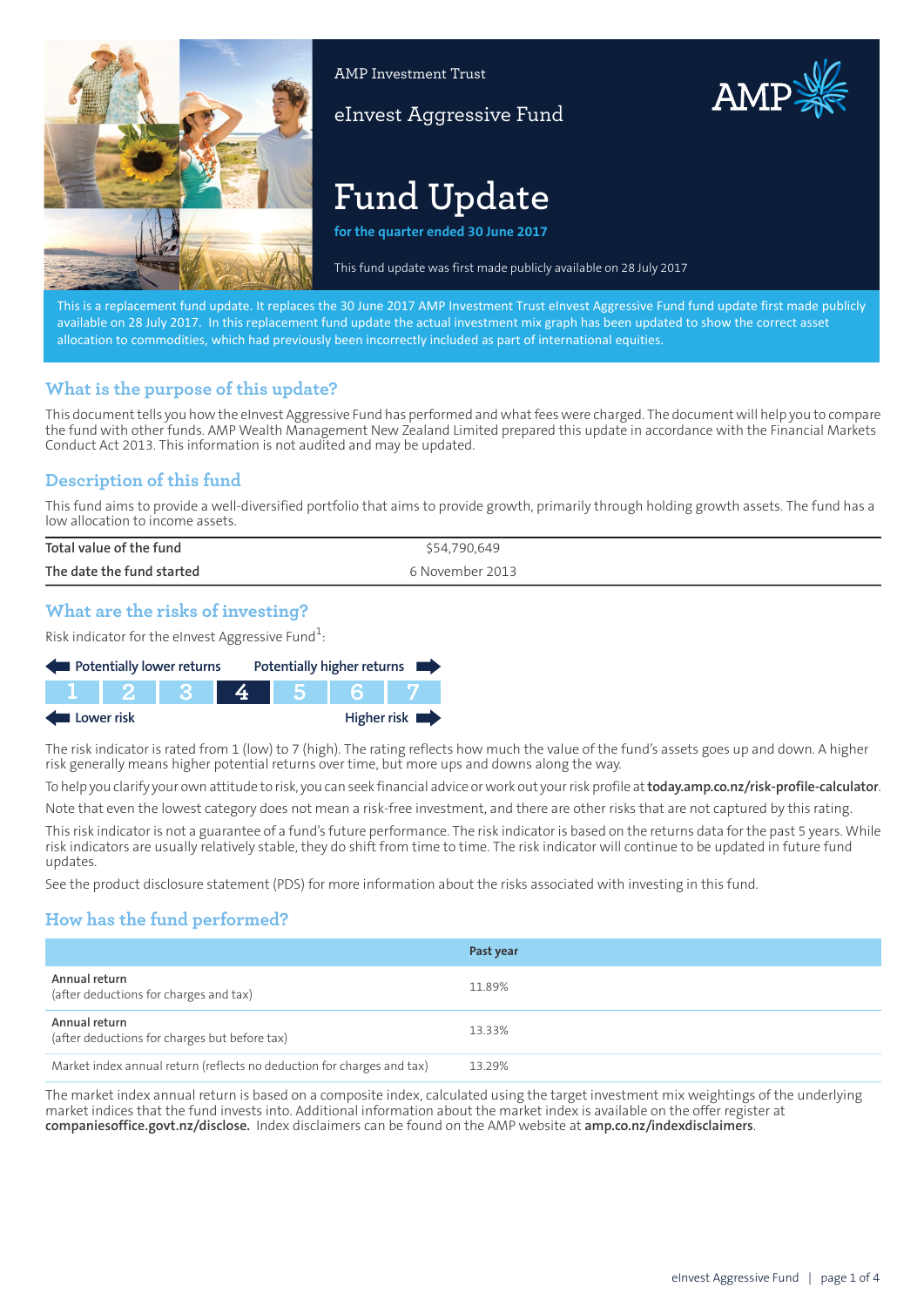AMP Investment Trust

eInvest Aggressive Fund

# Fund Update

**for the quarter ended 30 June 2017**

This fund update was first made publicly available on 28 July 2017

This is a replacement fund update. It replaces the 30 June 2017 AMP Investment Trust eInvest Aggressive Fund fund update first made publicly available on 28 July 2017. In this replacement fund update the actual investment mix graph has been updated to show the correct asset allocation to commodities, which had previously been incorrectly included as part of international equities.

## What is the purpose of this update?

This document tells you how the eInvest Aggressive Fund has performed and what fees were charged. The document will help you to compare the fund with other funds. AMP Wealth Management New Zealand Limited prepared this update in accordance with the Financial Markets Conduct Act 2013. This information is not audited and may be updated.

## Description of this fund

This fund aims to provide a well-diversified portfolio that aims to provide growth, primarily through holding growth assets. The fund has a low allocation to income assets.

| | |
|---|---|
| Total value of the fund | $54,790,649 |
| The date the fund started | 6 November 2013 |

## What are the risks of investing?

Risk indicator for the eInvest Aggressive Fund[1]:

Potentially lower returns — Potentially higher returns

1 2 3 **4** 5 6 7

Lower risk — Higher risk

The risk indicator is rated from 1 (low) to 7 (high). The rating reflects how much the value of the fund's assets goes up and down. A higher risk generally means higher potential returns over time, but more ups and downs along the way.

To help you clarify your own attitude to risk, you can seek financial advice or work out your risk profile at **today.amp.co.nz/risk-profile-calculator**.

Note that even the lowest category does not mean a risk-free investment, and there are other risks that are not captured by this rating.

This risk indicator is not a guarantee of a fund's future performance. The risk indicator is based on the returns data for the past 5 years. While risk indicators are usually relatively stable, they do shift from time to time. The risk indicator will continue to be updated in future fund updates.

See the product disclosure statement (PDS) for more information about the risks associated with investing in this fund.

## How has the fund performed?

| | Past year |
|---|---|
| **Annual return** (after deductions for charges and tax) | 11.89% |
| **Annual return** (after deductions for charges but before tax) | 13.33% |
| Market index annual return (reflects no deduction for charges and tax) | 13.29% |

The market index annual return is based on a composite index, calculated using the target investment mix weightings of the underlying market indices that the fund invests into. Additional information about the market index is available on the offer register at **companiesoffice.govt.nz/disclose.** Index disclaimers can be found on the AMP website at **amp.co.nz/indexdisclaimers**.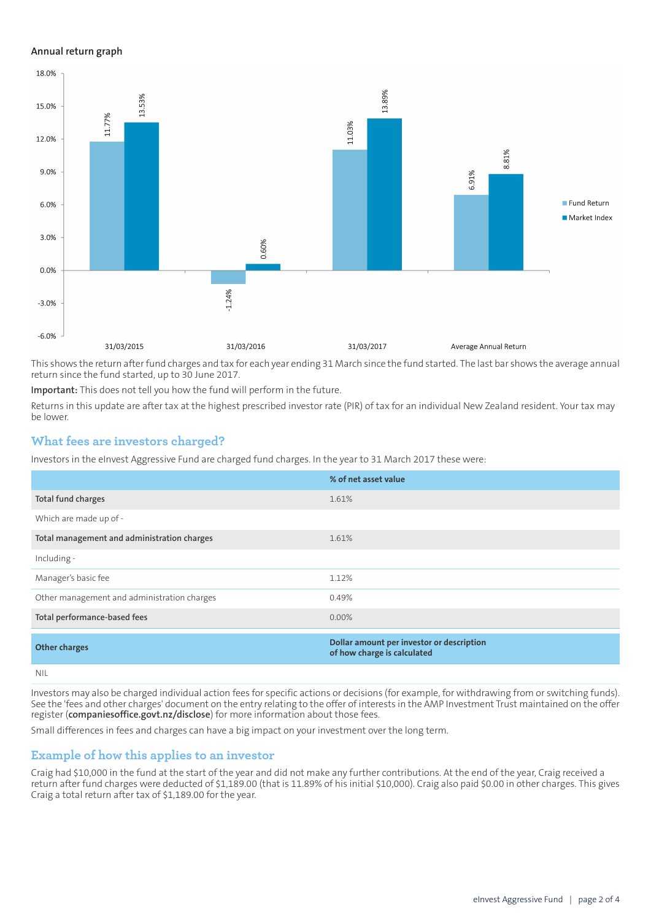### Annual return graph

18.0%
15.0%
12.0%
9.0%
6.0%
3.0%
0.0%
-3.0%
-6.0%

11.77%
13.53%
-1.24%
0.60%
11.03%
13.89%
6.91%
8.81%

31/03/2015
31/03/2016
31/03/2017
Average Annual Return

Fund Return
Market Index

This shows the return after fund charges and tax for each year ending 31 March since the fund started. The last bar shows the average annual return since the fund started, up to 30 June 2017.

**Important:** This does not tell you how the fund will perform in the future.

Returns in this update are after tax at the highest prescribed investor rate (PIR) of tax for an individual New Zealand resident. Your tax may be lower.

## What fees are investors charged?

Investors in the eInvest Aggressive Fund are charged fund charges. In the year to 31 March 2017 these were:

| | % of net asset value |
|---|---|
| **Total fund charges** | 1.61% |
| Which are made up of - | |
| **Total management and administration charges** | 1.61% |
| Including - | |
| Manager's basic fee | 1.12% |
| Other management and administration charges | 0.49% |
| **Total performance-based fees** | 0.00% |
| **Other charges** | **Dollar amount per investor or description of how charge is calculated** |
| NIL | |

Investors may also be charged individual action fees for specific actions or decisions (for example, for withdrawing from or switching funds). See the 'fees and other charges' document on the entry relating to the offer of interests in the AMP Investment Trust maintained on the offer register (**companiesoffice.govt.nz/disclose**) for more information about those fees.

Small differences in fees and charges can have a big impact on your investment over the long term.

## Example of how this applies to an investor

Craig had $10,000 in the fund at the start of the year and did not make any further contributions. At the end of the year, Craig received a return after fund charges were deducted of $1,189.00 (that is 11.89% of his initial $10,000). Craig also paid $0.00 in other charges. This gives Craig a total return after tax of $1,189.00 for the year.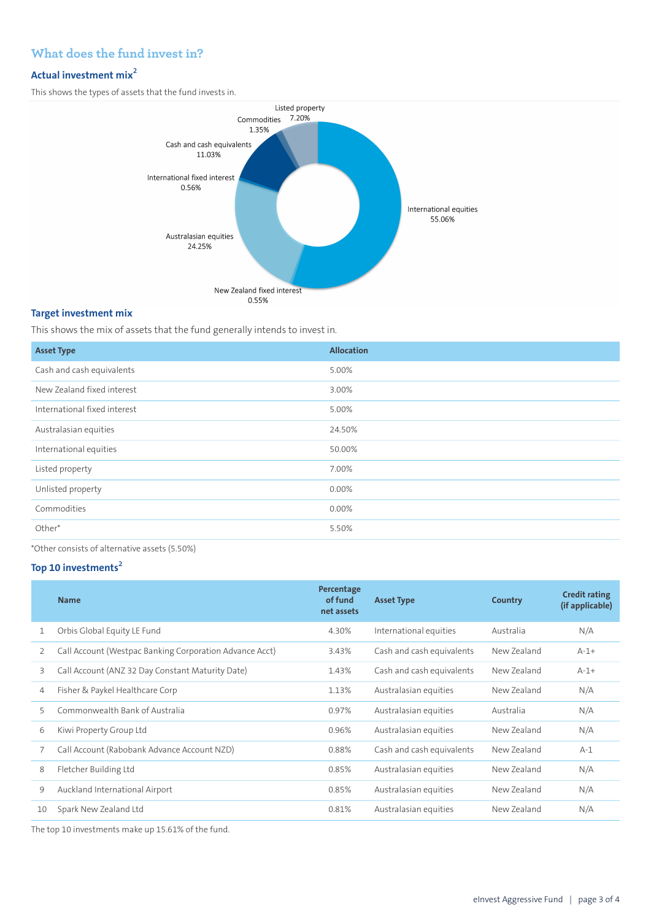## What does the fund invest in?

### Actual investment mix[2]

This shows the types of assets that the fund invests in.

Listed property
7.20%
Commodities
1.35%
Cash and cash equivalents
11.03%
International fixed interest
0.56%
Australasian equities
24.25%
New Zealand fixed interest
0.55%
International equities
55.06%

### Target investment mix

This shows the mix of assets that the fund generally intends to invest in.

| Asset Type | Allocation |
|---|---|
| Cash and cash equivalents | 5.00% |
| New Zealand fixed interest | 3.00% |
| International fixed interest | 5.00% |
| Australasian equities | 24.50% |
| International equities | 50.00% |
| Listed property | 7.00% |
| Unlisted property | 0.00% |
| Commodities | 0.00% |
| Other* | 5.50% |

*Other consists of alternative assets (5.50%)

### Top 10 investments[2]

| | Name | Percentage of fund net assets | Asset Type | Country | Credit rating (if applicable) |
|---|---|---|---|---|---|
| 1 | Orbis Global Equity LE Fund | 4.30% | International equities | Australia | N/A |
| 2 | Call Account (Westpac Banking Corporation Advance Acct) | 3.43% | Cash and cash equivalents | New Zealand | A-1+ |
| 3 | Call Account (ANZ 32 Day Constant Maturity Date) | 1.43% | Cash and cash equivalents | New Zealand | A-1+ |
| 4 | Fisher & Paykel Healthcare Corp | 1.13% | Australasian equities | New Zealand | N/A |
| 5 | Commonwealth Bank of Australia | 0.97% | Australasian equities | Australia | N/A |
| 6 | Kiwi Property Group Ltd | 0.96% | Australasian equities | New Zealand | N/A |
| 7 | Call Account (Rabobank Advance Account NZD) | 0.88% | Cash and cash equivalents | New Zealand | A-1 |
| 8 | Fletcher Building Ltd | 0.85% | Australasian equities | New Zealand | N/A |
| 9 | Auckland International Airport | 0.85% | Australasian equities | New Zealand | N/A |
| 10 | Spark New Zealand Ltd | 0.81% | Australasian equities | New Zealand | N/A |

The top 10 investments make up 15.61% of the fund.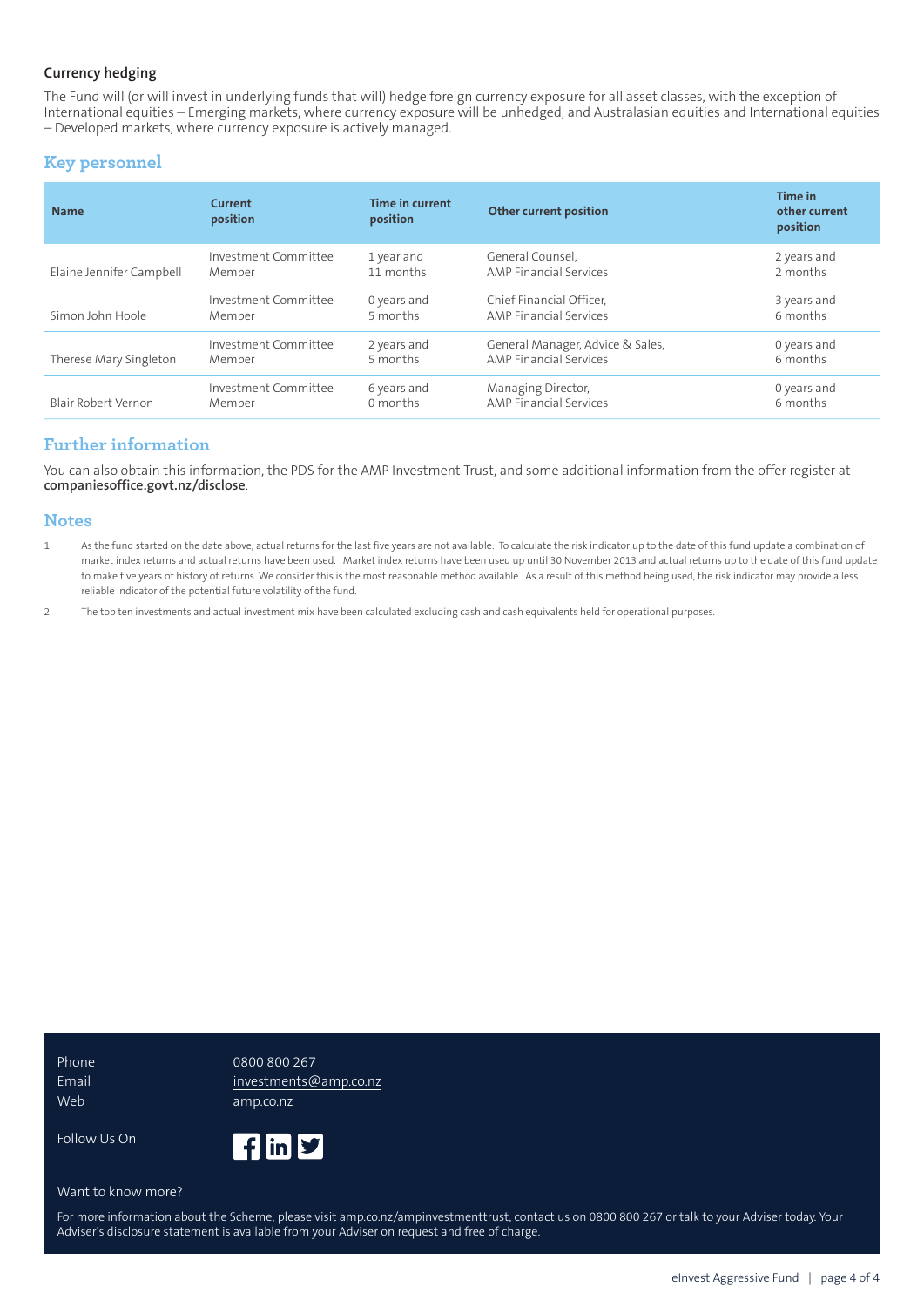### Currency hedging

The Fund will (or will invest in underlying funds that will) hedge foreign currency exposure for all asset classes, with the exception of International equities – Emerging markets, where currency exposure will be unhedged, and Australasian equities and International equities – Developed markets, where currency exposure is actively managed.

## Key personnel

| Name | Current position | Time in current position | Other current position | Time in other current position |
|---|---|---|---|---|
| Elaine Jennifer Campbell | Investment Committee Member | 1 year and 11 months | General Counsel, AMP Financial Services | 2 years and 2 months |
| Simon John Hoole | Investment Committee Member | 0 years and 5 months | Chief Financial Officer, AMP Financial Services | 3 years and 6 months |
| Therese Mary Singleton | Investment Committee Member | 2 years and 5 months | General Manager, Advice & Sales, AMP Financial Services | 0 years and 6 months |
| Blair Robert Vernon | Investment Committee Member | 6 years and 0 months | Managing Director, AMP Financial Services | 0 years and 6 months |

## Further information

You can also obtain this information, the PDS for the AMP Investment Trust, and some additional information from the offer register at **companiesoffice.govt.nz/disclose**.

## Notes

1 As the fund started on the date above, actual returns for the last five years are not available. To calculate the risk indicator up to the date of this fund update a combination of market index returns and actual returns have been used. Market index returns have been used up until 30 November 2013 and actual returns up to the date of this fund update to make five years of history of returns. We consider this is the most reasonable method available. As a result of this method being used, the risk indicator may provide a less reliable indicator of the potential future volatility of the fund.

2 The top ten investments and actual investment mix have been calculated excluding cash and cash equivalents held for operational purposes.

Phone 0800 800 267
Email investments@amp.co.nz
Web amp.co.nz

Follow Us On

Want to know more?

For more information about the Scheme, please visit amp.co.nz/ampinvestmenttrust, contact us on 0800 800 267 or talk to your Adviser today. Your Adviser's disclosure statement is available from your Adviser on request and free of charge.